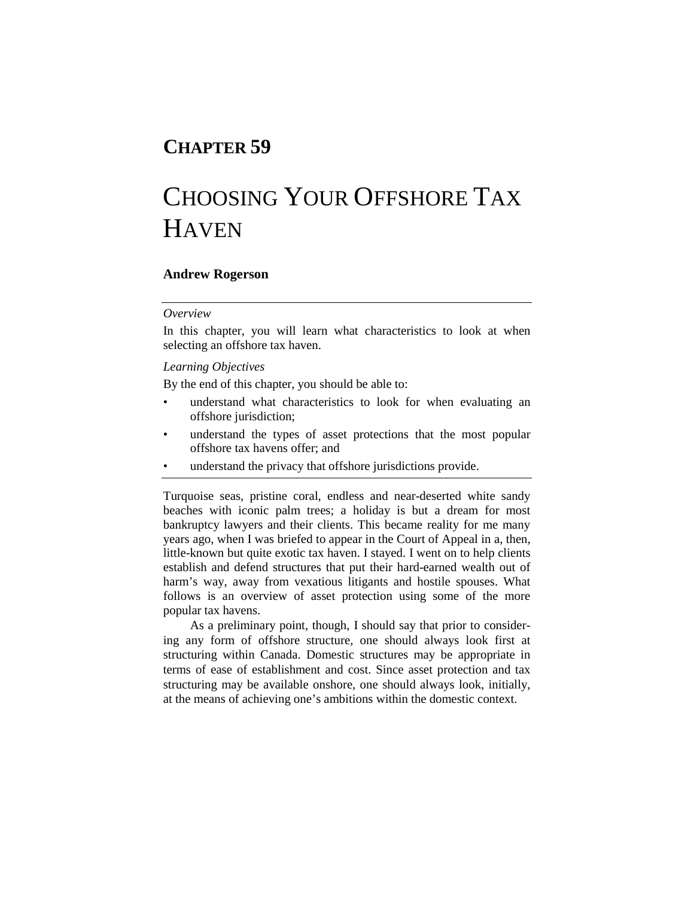# CHAPTER 59

# CHOOSING YOUR OFFSHORE TAX HAVEN

**Andrew Rogerson**

---

*Overview*

In this chapter, you will learn what characteristics to look at when selecting an offshore tax haven.

*Learning Objectives*

By the end of this chapter, you should be able to:

- understand what characteristics to look for when evaluating an offshore jurisdiction;
- understand the types of asset protections that the most popular offshore tax havens offer; and
- understand the privacy that offshore jurisdictions provide.

---

Turquoise seas, pristine coral, endless and near-deserted white sandy beaches with iconic palm trees; a holiday is but a dream for most bankruptcy lawyers and their clients. This became reality for me many years ago, when I was briefed to appear in the Court of Appeal in a, then, little-known but quite exotic tax haven. I stayed. I went on to help clients establish and defend structures that put their hard-earned wealth out of harm's way, away from vexatious litigants and hostile spouses. What follows is an overview of asset protection using some of the more popular tax havens.

As a preliminary point, though, I should say that prior to considering any form of offshore structure, one should always look first at structuring within Canada. Domestic structures may be appropriate in terms of ease of establishment and cost. Since asset protection and tax structuring may be available onshore, one should always look, initially, at the means of achieving one's ambitions within the domestic context.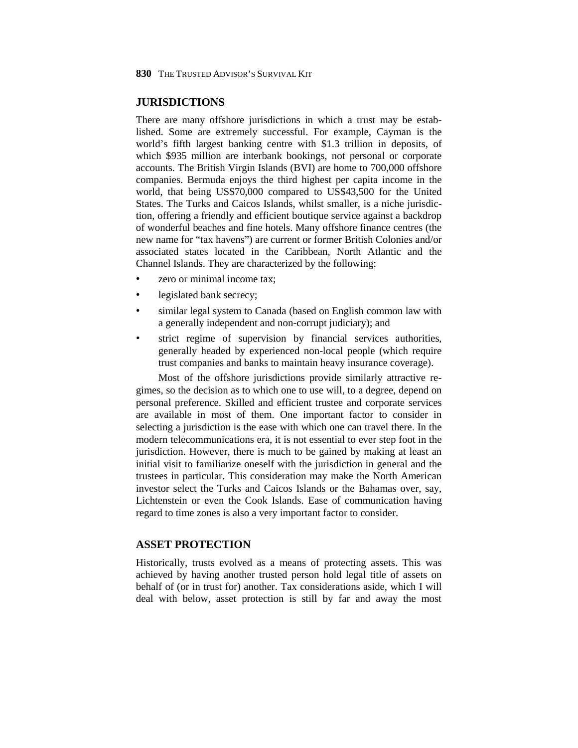## JURISDICTIONS

There are many offshore jurisdictions in which a trust may be established. Some are extremely successful. For example, Cayman is the world's fifth largest banking centre with $1.3 trillion in deposits, of which $935 million are interbank bookings, not personal or corporate accounts. The British Virgin Islands (BVI) are home to 700,000 offshore companies. Bermuda enjoys the third highest per capita income in the world, that being US$70,000 compared to US$43,500 for the United States. The Turks and Caicos Islands, whilst smaller, is a niche jurisdiction, offering a friendly and efficient boutique service against a backdrop of wonderful beaches and fine hotels. Many offshore finance centres (the new name for "tax havens") are current or former British Colonies and/or associated states located in the Caribbean, North Atlantic and the Channel Islands. They are characterized by the following:

- zero or minimal income tax;
- legislated bank secrecy;
- similar legal system to Canada (based on English common law with a generally independent and non-corrupt judiciary); and
- strict regime of supervision by financial services authorities, generally headed by experienced non-local people (which require trust companies and banks to maintain heavy insurance coverage).

Most of the offshore jurisdictions provide similarly attractive regimes, so the decision as to which one to use will, to a degree, depend on personal preference. Skilled and efficient trustee and corporate services are available in most of them. One important factor to consider in selecting a jurisdiction is the ease with which one can travel there. In the modern telecommunications era, it is not essential to ever step foot in the jurisdiction. However, there is much to be gained by making at least an initial visit to familiarize oneself with the jurisdiction in general and the trustees in particular. This consideration may make the North American investor select the Turks and Caicos Islands or the Bahamas over, say, Lichtenstein or even the Cook Islands. Ease of communication having regard to time zones is also a very important factor to consider.

## ASSET PROTECTION

Historically, trusts evolved as a means of protecting assets. This was achieved by having another trusted person hold legal title of assets on behalf of (or in trust for) another. Tax considerations aside, which I will deal with below, asset protection is still by far and away the most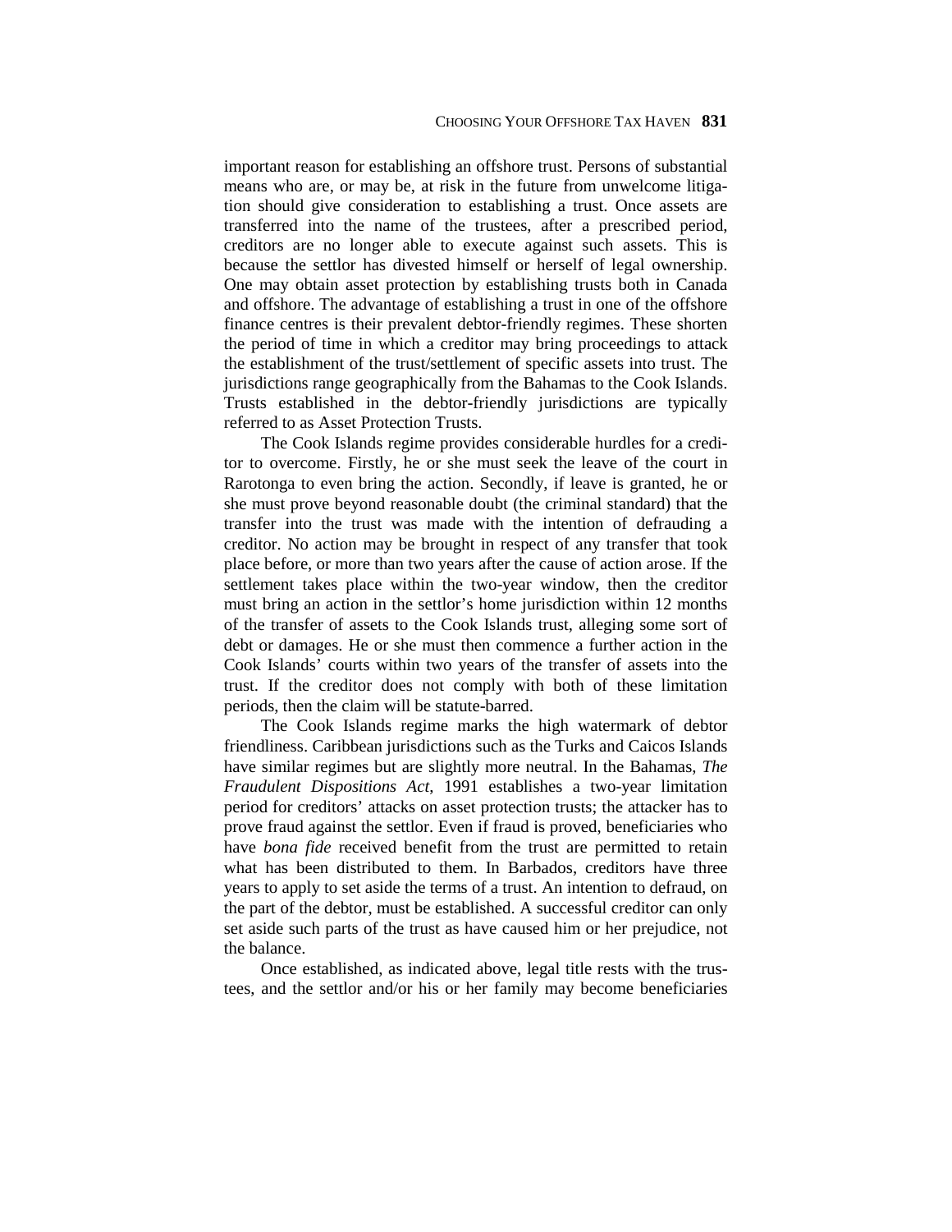important reason for establishing an offshore trust. Persons of substantial means who are, or may be, at risk in the future from unwelcome litigation should give consideration to establishing a trust. Once assets are transferred into the name of the trustees, after a prescribed period, creditors are no longer able to execute against such assets. This is because the settlor has divested himself or herself of legal ownership. One may obtain asset protection by establishing trusts both in Canada and offshore. The advantage of establishing a trust in one of the offshore finance centres is their prevalent debtor-friendly regimes. These shorten the period of time in which a creditor may bring proceedings to attack the establishment of the trust/settlement of specific assets into trust. The jurisdictions range geographically from the Bahamas to the Cook Islands. Trusts established in the debtor-friendly jurisdictions are typically referred to as Asset Protection Trusts.

The Cook Islands regime provides considerable hurdles for a creditor to overcome. Firstly, he or she must seek the leave of the court in Rarotonga to even bring the action. Secondly, if leave is granted, he or she must prove beyond reasonable doubt (the criminal standard) that the transfer into the trust was made with the intention of defrauding a creditor. No action may be brought in respect of any transfer that took place before, or more than two years after the cause of action arose. If the settlement takes place within the two-year window, then the creditor must bring an action in the settlor's home jurisdiction within 12 months of the transfer of assets to the Cook Islands trust, alleging some sort of debt or damages. He or she must then commence a further action in the Cook Islands' courts within two years of the transfer of assets into the trust. If the creditor does not comply with both of these limitation periods, then the claim will be statute-barred.

The Cook Islands regime marks the high watermark of debtor friendliness. Caribbean jurisdictions such as the Turks and Caicos Islands have similar regimes but are slightly more neutral. In the Bahamas, *The Fraudulent Dispositions Act*, 1991 establishes a two-year limitation period for creditors' attacks on asset protection trusts; the attacker has to prove fraud against the settlor. Even if fraud is proved, beneficiaries who have *bona fide* received benefit from the trust are permitted to retain what has been distributed to them. In Barbados, creditors have three years to apply to set aside the terms of a trust. An intention to defraud, on the part of the debtor, must be established. A successful creditor can only set aside such parts of the trust as have caused him or her prejudice, not the balance.

Once established, as indicated above, legal title rests with the trustees, and the settlor and/or his or her family may become beneficiaries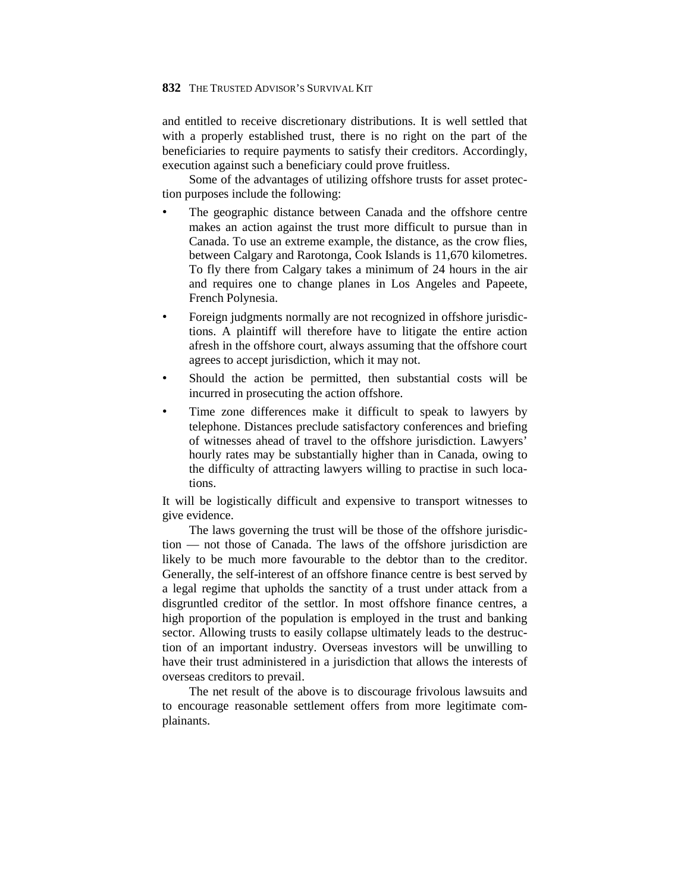and entitled to receive discretionary distributions. It is well settled that with a properly established trust, there is no right on the part of the beneficiaries to require payments to satisfy their creditors. Accordingly, execution against such a beneficiary could prove fruitless.

Some of the advantages of utilizing offshore trusts for asset protection purposes include the following:

- The geographic distance between Canada and the offshore centre makes an action against the trust more difficult to pursue than in Canada. To use an extreme example, the distance, as the crow flies, between Calgary and Rarotonga, Cook Islands is 11,670 kilometres. To fly there from Calgary takes a minimum of 24 hours in the air and requires one to change planes in Los Angeles and Papeete, French Polynesia.
- Foreign judgments normally are not recognized in offshore jurisdictions. A plaintiff will therefore have to litigate the entire action afresh in the offshore court, always assuming that the offshore court agrees to accept jurisdiction, which it may not.
- Should the action be permitted, then substantial costs will be incurred in prosecuting the action offshore.
- Time zone differences make it difficult to speak to lawyers by telephone. Distances preclude satisfactory conferences and briefing of witnesses ahead of travel to the offshore jurisdiction. Lawyers' hourly rates may be substantially higher than in Canada, owing to the difficulty of attracting lawyers willing to practise in such locations.

It will be logistically difficult and expensive to transport witnesses to give evidence.

The laws governing the trust will be those of the offshore jurisdiction — not those of Canada. The laws of the offshore jurisdiction are likely to be much more favourable to the debtor than to the creditor. Generally, the self-interest of an offshore finance centre is best served by a legal regime that upholds the sanctity of a trust under attack from a disgruntled creditor of the settlor. In most offshore finance centres, a high proportion of the population is employed in the trust and banking sector. Allowing trusts to easily collapse ultimately leads to the destruction of an important industry. Overseas investors will be unwilling to have their trust administered in a jurisdiction that allows the interests of overseas creditors to prevail.

The net result of the above is to discourage frivolous lawsuits and to encourage reasonable settlement offers from more legitimate complainants.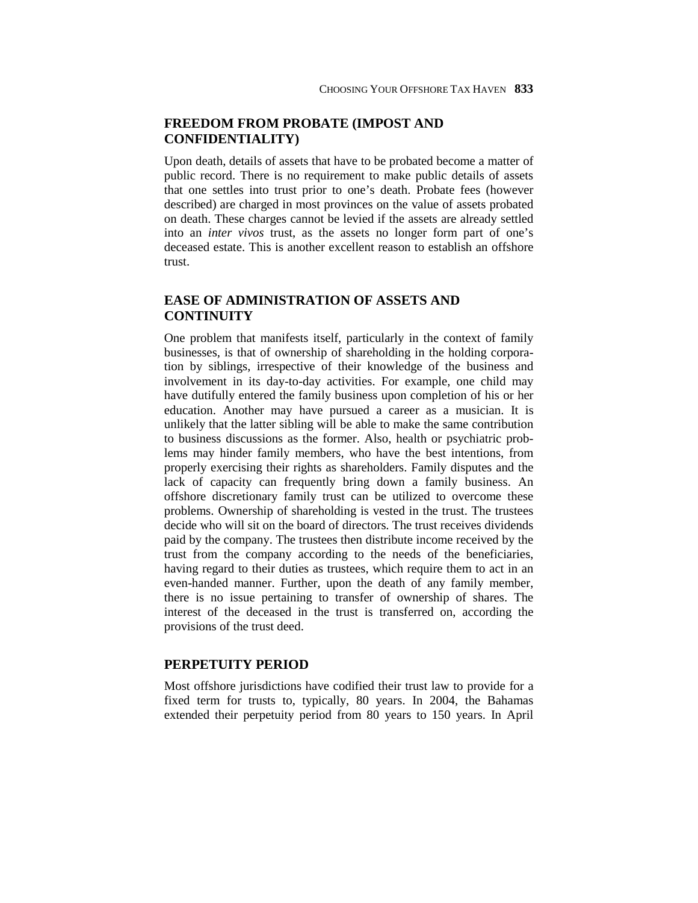## FREEDOM FROM PROBATE (IMPOST AND CONFIDENTIALITY)

Upon death, details of assets that have to be probated become a matter of public record. There is no requirement to make public details of assets that one settles into trust prior to one's death. Probate fees (however described) are charged in most provinces on the value of assets probated on death. These charges cannot be levied if the assets are already settled into an *inter vivos* trust, as the assets no longer form part of one's deceased estate. This is another excellent reason to establish an offshore trust.

## EASE OF ADMINISTRATION OF ASSETS AND CONTINUITY

One problem that manifests itself, particularly in the context of family businesses, is that of ownership of shareholding in the holding corporation by siblings, irrespective of their knowledge of the business and involvement in its day-to-day activities. For example, one child may have dutifully entered the family business upon completion of his or her education. Another may have pursued a career as a musician. It is unlikely that the latter sibling will be able to make the same contribution to business discussions as the former. Also, health or psychiatric problems may hinder family members, who have the best intentions, from properly exercising their rights as shareholders. Family disputes and the lack of capacity can frequently bring down a family business. An offshore discretionary family trust can be utilized to overcome these problems. Ownership of shareholding is vested in the trust. The trustees decide who will sit on the board of directors. The trust receives dividends paid by the company. The trustees then distribute income received by the trust from the company according to the needs of the beneficiaries, having regard to their duties as trustees, which require them to act in an even-handed manner. Further, upon the death of any family member, there is no issue pertaining to transfer of ownership of shares. The interest of the deceased in the trust is transferred on, according the provisions of the trust deed.

## PERPETUITY PERIOD

Most offshore jurisdictions have codified their trust law to provide for a fixed term for trusts to, typically, 80 years. In 2004, the Bahamas extended their perpetuity period from 80 years to 150 years. In April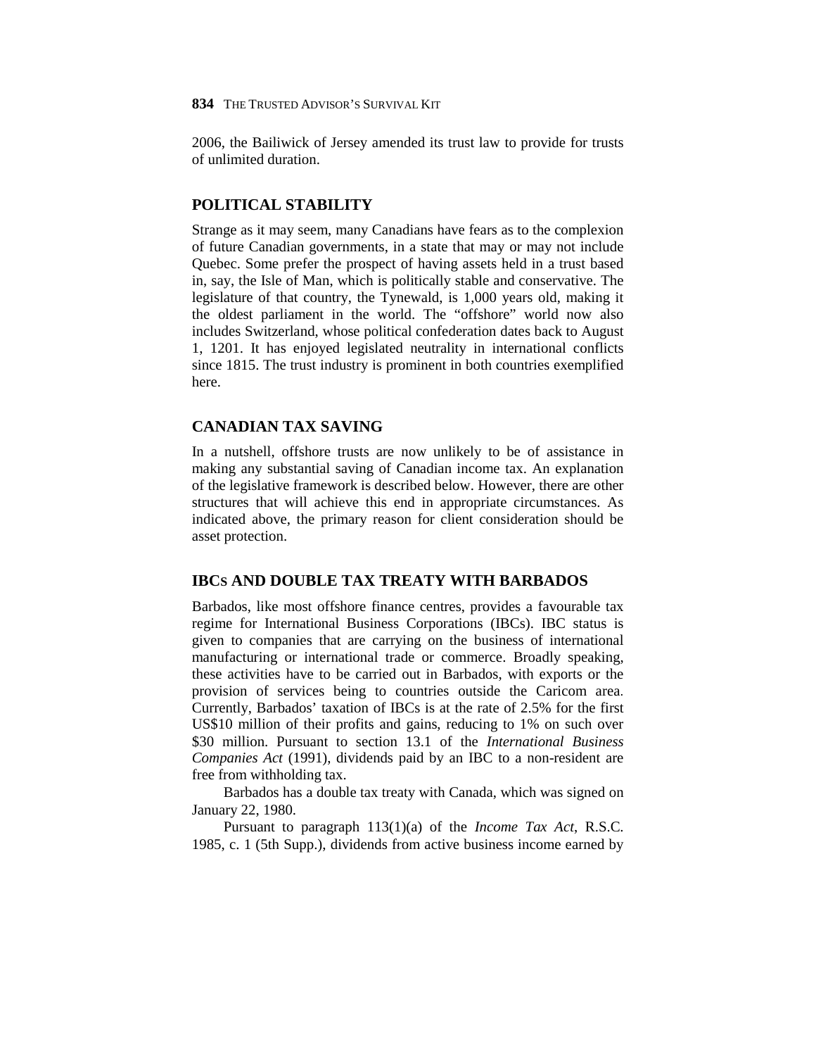2006, the Bailiwick of Jersey amended its trust law to provide for trusts of unlimited duration.

## POLITICAL STABILITY

Strange as it may seem, many Canadians have fears as to the complexion of future Canadian governments, in a state that may or may not include Quebec. Some prefer the prospect of having assets held in a trust based in, say, the Isle of Man, which is politically stable and conservative. The legislature of that country, the Tynewald, is 1,000 years old, making it the oldest parliament in the world. The "offshore" world now also includes Switzerland, whose political confederation dates back to August 1, 1201. It has enjoyed legislated neutrality in international conflicts since 1815. The trust industry is prominent in both countries exemplified here.

## CANADIAN TAX SAVING

In a nutshell, offshore trusts are now unlikely to be of assistance in making any substantial saving of Canadian income tax. An explanation of the legislative framework is described below. However, there are other structures that will achieve this end in appropriate circumstances. As indicated above, the primary reason for client consideration should be asset protection.

## IBCs AND DOUBLE TAX TREATY WITH BARBADOS

Barbados, like most offshore finance centres, provides a favourable tax regime for International Business Corporations (IBCs). IBC status is given to companies that are carrying on the business of international manufacturing or international trade or commerce. Broadly speaking, these activities have to be carried out in Barbados, with exports or the provision of services being to countries outside the Caricom area. Currently, Barbados' taxation of IBCs is at the rate of 2.5% for the first US$10 million of their profits and gains, reducing to 1% on such over $30 million. Pursuant to section 13.1 of the *International Business Companies Act* (1991), dividends paid by an IBC to a non-resident are free from withholding tax.

Barbados has a double tax treaty with Canada, which was signed on January 22, 1980.

Pursuant to paragraph 113(1)(a) of the *Income Tax Act*, R.S.C. 1985, c. 1 (5th Supp.), dividends from active business income earned by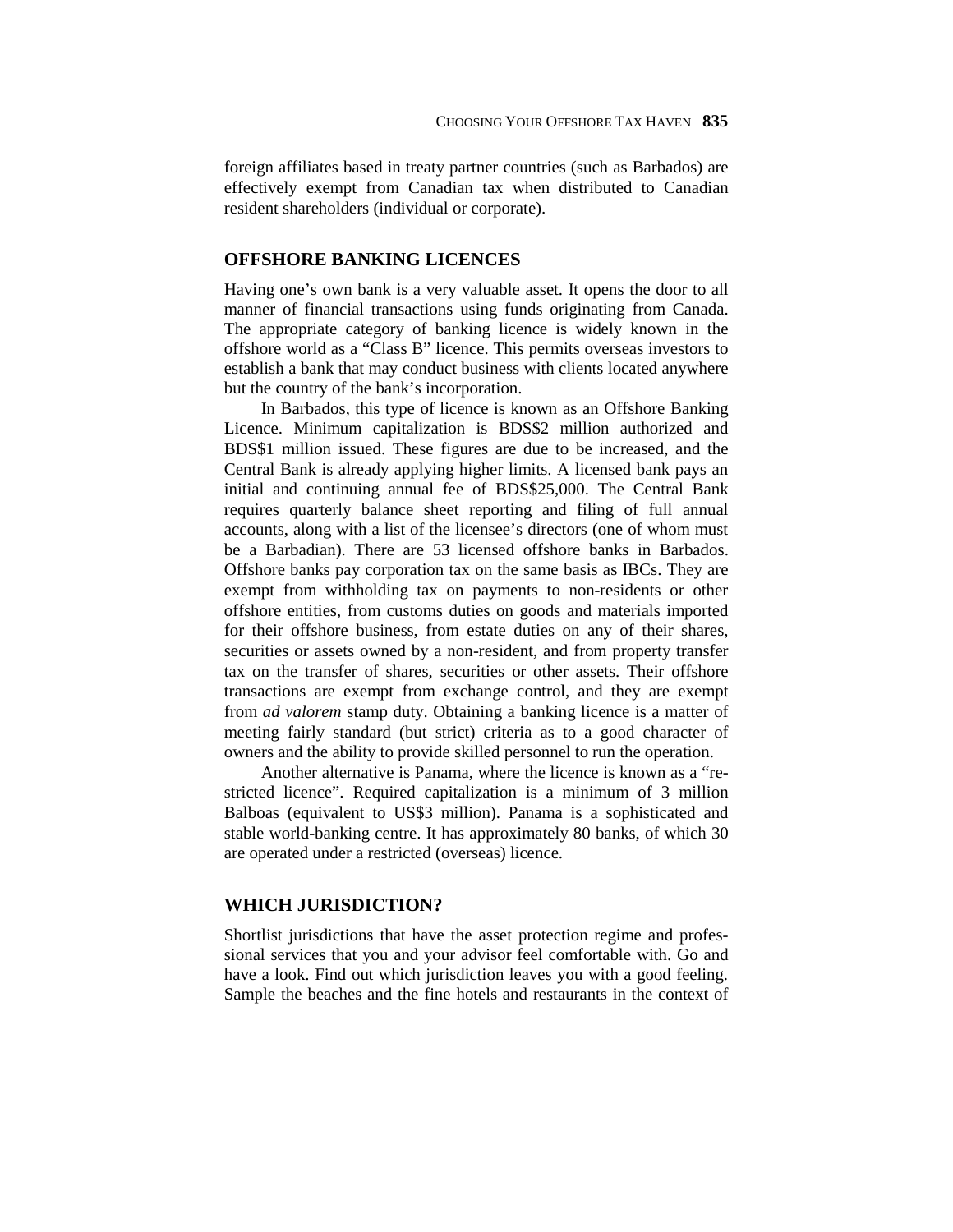foreign affiliates based in treaty partner countries (such as Barbados) are effectively exempt from Canadian tax when distributed to Canadian resident shareholders (individual or corporate).

## OFFSHORE BANKING LICENCES

Having one's own bank is a very valuable asset. It opens the door to all manner of financial transactions using funds originating from Canada. The appropriate category of banking licence is widely known in the offshore world as a "Class B" licence. This permits overseas investors to establish a bank that may conduct business with clients located anywhere but the country of the bank's incorporation.

In Barbados, this type of licence is known as an Offshore Banking Licence. Minimum capitalization is BDS$2 million authorized and BDS$1 million issued. These figures are due to be increased, and the Central Bank is already applying higher limits. A licensed bank pays an initial and continuing annual fee of BDS$25,000. The Central Bank requires quarterly balance sheet reporting and filing of full annual accounts, along with a list of the licensee's directors (one of whom must be a Barbadian). There are 53 licensed offshore banks in Barbados. Offshore banks pay corporation tax on the same basis as IBCs. They are exempt from withholding tax on payments to non-residents or other offshore entities, from customs duties on goods and materials imported for their offshore business, from estate duties on any of their shares, securities or assets owned by a non-resident, and from property transfer tax on the transfer of shares, securities or other assets. Their offshore transactions are exempt from exchange control, and they are exempt from *ad valorem* stamp duty. Obtaining a banking licence is a matter of meeting fairly standard (but strict) criteria as to a good character of owners and the ability to provide skilled personnel to run the operation.

Another alternative is Panama, where the licence is known as a "restricted licence". Required capitalization is a minimum of 3 million Balboas (equivalent to US$3 million). Panama is a sophisticated and stable world-banking centre. It has approximately 80 banks, of which 30 are operated under a restricted (overseas) licence.

## WHICH JURISDICTION?

Shortlist jurisdictions that have the asset protection regime and professional services that you and your advisor feel comfortable with. Go and have a look. Find out which jurisdiction leaves you with a good feeling. Sample the beaches and the fine hotels and restaurants in the context of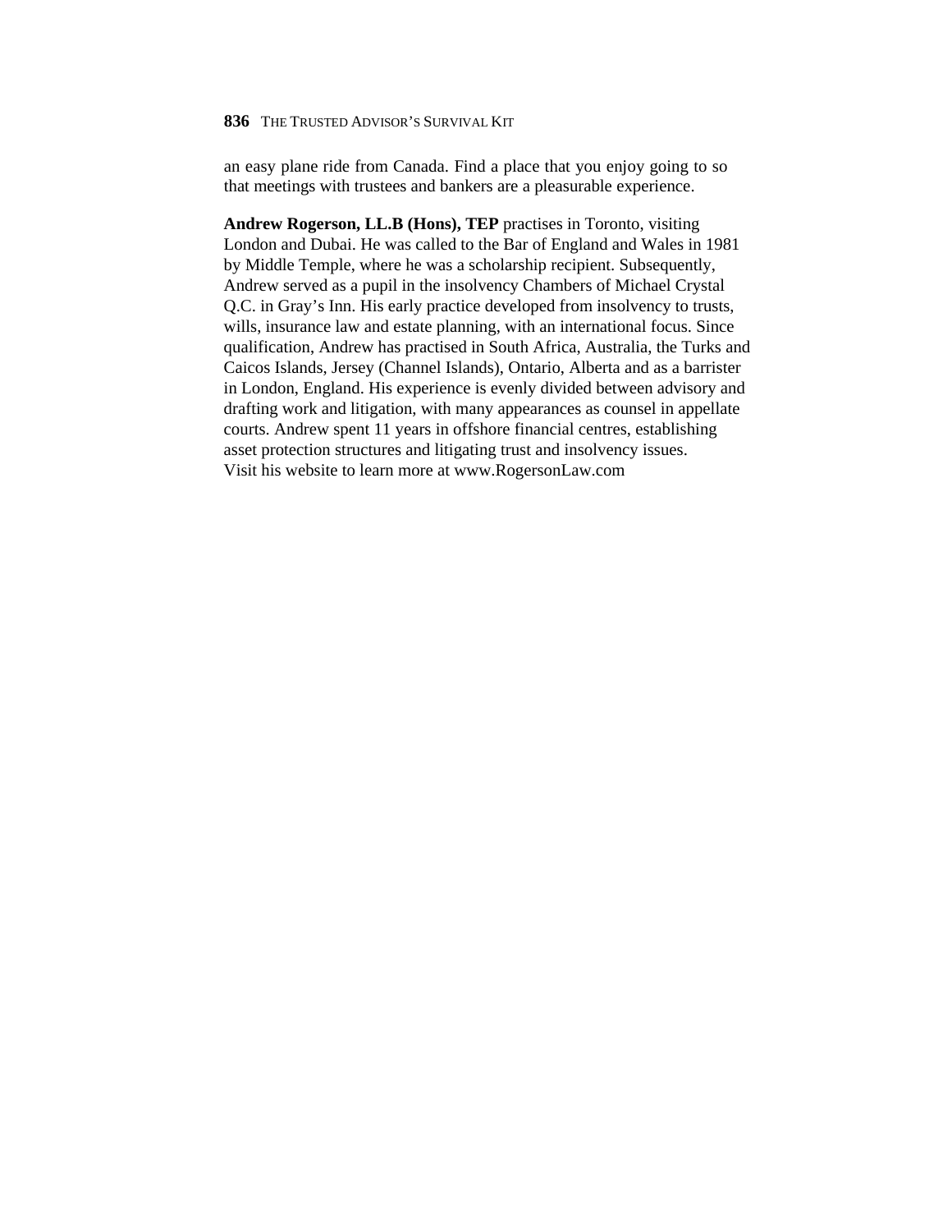an easy plane ride from Canada. Find a place that you enjoy going to so that meetings with trustees and bankers are a pleasurable experience.

**Andrew Rogerson, LL.B (Hons), TEP** practises in Toronto, visiting London and Dubai. He was called to the Bar of England and Wales in 1981 by Middle Temple, where he was a scholarship recipient. Subsequently, Andrew served as a pupil in the insolvency Chambers of Michael Crystal Q.C. in Gray's Inn. His early practice developed from insolvency to trusts, wills, insurance law and estate planning, with an international focus. Since qualification, Andrew has practised in South Africa, Australia, the Turks and Caicos Islands, Jersey (Channel Islands), Ontario, Alberta and as a barrister in London, England. His experience is evenly divided between advisory and drafting work and litigation, with many appearances as counsel in appellate courts. Andrew spent 11 years in offshore financial centres, establishing asset protection structures and litigating trust and insolvency issues.
Visit his website to learn more at www.RogersonLaw.com